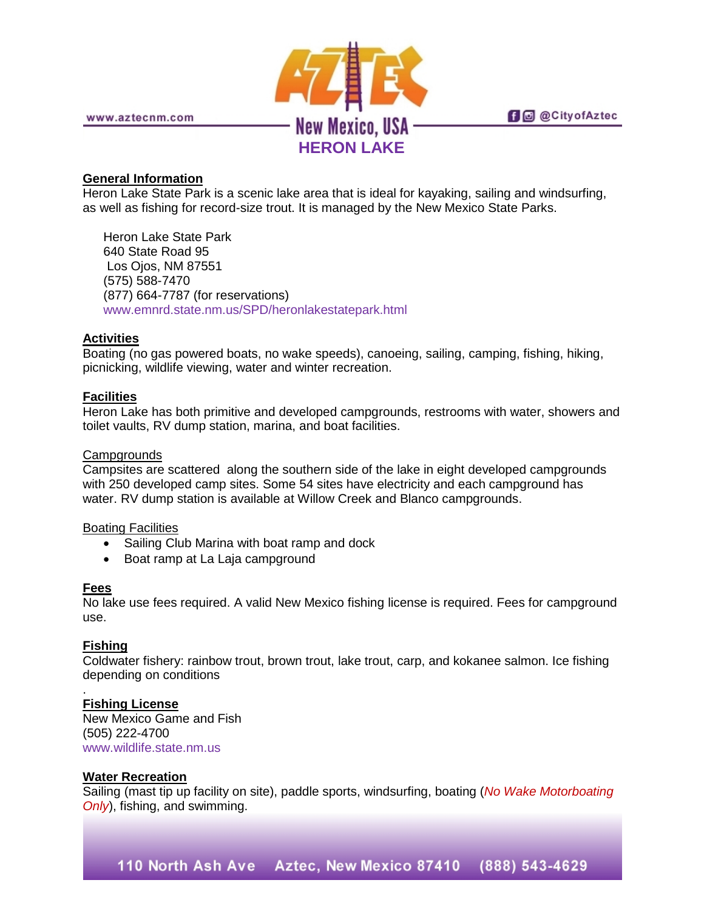# HERON LAKE

## General Information

Heron Lake State Park is a scenic lake area that is ideal for kayaking, sailing and windsurfing, as well as fishing for record-size trout. It is managed by the New Mexico State Parks.

Heron Lake State Park
640 State Road 95
Los Ojos, NM 87551
(575) 588-7470
(877) 664-7787 (for reservations)
www.emnrd.state.nm.us/SPD/heronlakestatepark.html

## Activities

Boating (no gas powered boats, no wake speeds), canoeing, sailing, camping, fishing, hiking, picnicking, wildlife viewing, water and winter recreation.

## Facilities

Heron Lake has both primitive and developed campgrounds, restrooms with water, showers and toilet vaults, RV dump station, marina, and boat facilities.

### Campgrounds

Campsites are scattered along the southern side of the lake in eight developed campgrounds with 250 developed camp sites. Some 54 sites have electricity and each campground has water. RV dump station is available at Willow Creek and Blanco campgrounds.

### Boating Facilities

- Sailing Club Marina with boat ramp and dock
- Boat ramp at La Laja campground

## Fees

No lake use fees required. A valid New Mexico fishing license is required. Fees for campground use.

## Fishing

Coldwater fishery: rainbow trout, brown trout, lake trout, carp, and kokanee salmon. Ice fishing depending on conditions

.

## Fishing License

New Mexico Game and Fish
(505) 222-4700
www.wildlife.state.nm.us

## Water Recreation

Sailing (mast tip up facility on site), paddle sports, windsurfing, boating (*No Wake Motorboating Only*), fishing, and swimming.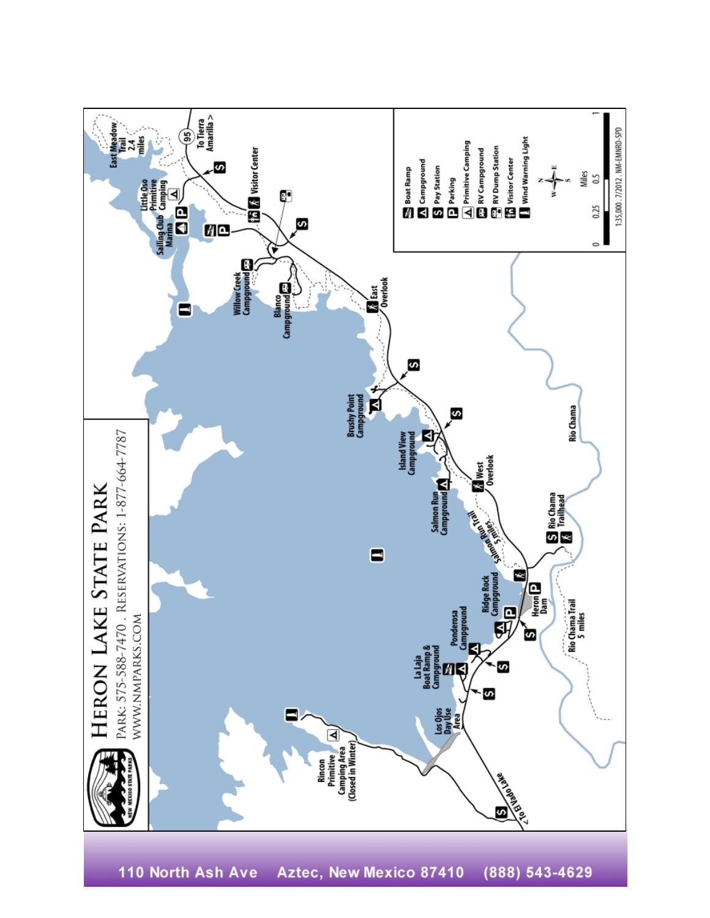# Heron Lake State Park

Park: 575-588-7470 . Reservations: 1-877-664-7787

WWW.NMPARKS.COM

East Meadow Trail 2.4 miles

95

To Tierra Amarilla >

Little Oso Primitive Camping

Sailing Club Marina

Visitor Center

Willow Creek Campground

Blanco Campground

East Overlook

Brushy Point Campground

Island View Campground

Salmon Run Campground

West Overlook

Salmon Run Trail 5 miles

Rio Chama Trailhead

Rio Chama

Ridge Rock Campground

Heron Dam

Ponderosa Campground

La Laja Boat Ramp & Campground

Rio Chama Trail 5 miles

Los Ojos Day Use Area

Rincon Primitive Camping Area (Closed in Winter)

< To El Vado Lake

Boat Ramp

Campground

Pay Station

Parking

Primitive Camping

RV Campground

RV Dump Station

Visitor Center

Wind Warning Light

N E S W

Miles

0 0.25 0.5 1

1:35,000 . 7/2012 . NM-EMNRD-SPD

110 North Ash Ave Aztec, New Mexico 87410 (888) 543-4629